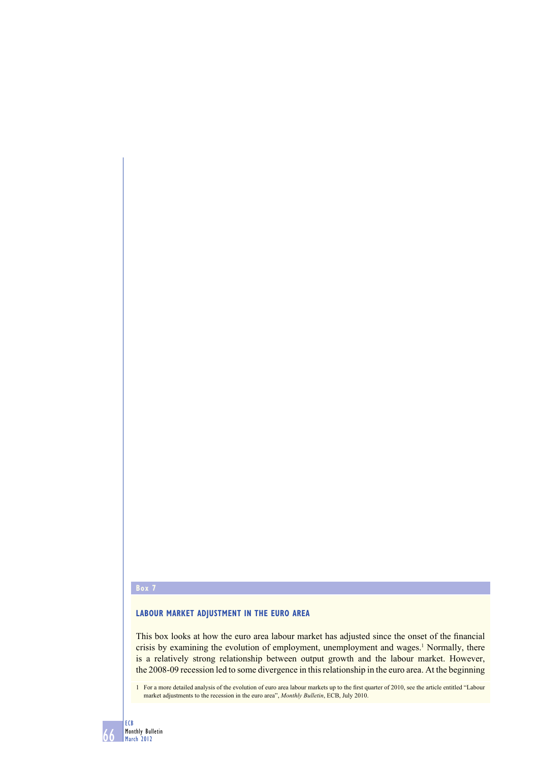## Box 7

### LABOUR MARKET ADJUSTMENT IN THE EURO AREA

This box looks at how the euro area labour market has adjusted since the onset of the financial crisis by examining the evolution of employment, unemployment and wages.[1] Normally, there is a relatively strong relationship between output growth and the labour market. However, the 2008-09 recession led to some divergence in this relationship in the euro area. At the beginning

1 For a more detailed analysis of the evolution of euro area labour markets up to the first quarter of 2010, see the article entitled "Labour market adjustments to the recession in the euro area", *Monthly Bulletin*, ECB, July 2010.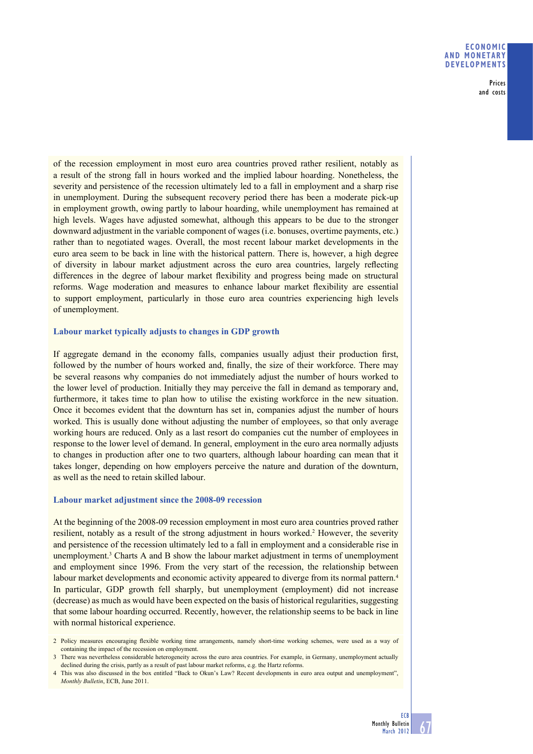of the recession employment in most euro area countries proved rather resilient, notably as a result of the strong fall in hours worked and the implied labour hoarding. Nonetheless, the severity and persistence of the recession ultimately led to a fall in employment and a sharp rise in unemployment. During the subsequent recovery period there has been a moderate pick-up in employment growth, owing partly to labour hoarding, while unemployment has remained at high levels. Wages have adjusted somewhat, although this appears to be due to the stronger downward adjustment in the variable component of wages (i.e. bonuses, overtime payments, etc.) rather than to negotiated wages. Overall, the most recent labour market developments in the euro area seem to be back in line with the historical pattern. There is, however, a high degree of diversity in labour market adjustment across the euro area countries, largely reflecting differences in the degree of labour market flexibility and progress being made on structural reforms. Wage moderation and measures to enhance labour market flexibility are essential to support employment, particularly in those euro area countries experiencing high levels of unemployment.

### Labour market typically adjusts to changes in GDP growth

If aggregate demand in the economy falls, companies usually adjust their production first, followed by the number of hours worked and, finally, the size of their workforce. There may be several reasons why companies do not immediately adjust the number of hours worked to the lower level of production. Initially they may perceive the fall in demand as temporary and, furthermore, it takes time to plan how to utilise the existing workforce in the new situation. Once it becomes evident that the downturn has set in, companies adjust the number of hours worked. This is usually done without adjusting the number of employees, so that only average working hours are reduced. Only as a last resort do companies cut the number of employees in response to the lower level of demand. In general, employment in the euro area normally adjusts to changes in production after one to two quarters, although labour hoarding can mean that it takes longer, depending on how employers perceive the nature and duration of the downturn, as well as the need to retain skilled labour.

### Labour market adjustment since the 2008-09 recession

At the beginning of the 2008-09 recession employment in most euro area countries proved rather resilient, notably as a result of the strong adjustment in hours worked.[2] However, the severity and persistence of the recession ultimately led to a fall in employment and a considerable rise in unemployment.[3] Charts A and B show the labour market adjustment in terms of unemployment and employment since 1996. From the very start of the recession, the relationship between labour market developments and economic activity appeared to diverge from its normal pattern.[4] In particular, GDP growth fell sharply, but unemployment (employment) did not increase (decrease) as much as would have been expected on the basis of historical regularities, suggesting that some labour hoarding occurred. Recently, however, the relationship seems to be back in line with normal historical experience.

2 Policy measures encouraging flexible working time arrangements, namely short-time working schemes, were used as a way of containing the impact of the recession on employment.

3 There was nevertheless considerable heterogeneity across the euro area countries. For example, in Germany, unemployment actually declined during the crisis, partly as a result of past labour market reforms, e.g. the Hartz reforms.

4 This was also discussed in the box entitled "Back to Okun's Law? Recent developments in euro area output and unemployment", *Monthly Bulletin*, ECB, June 2011.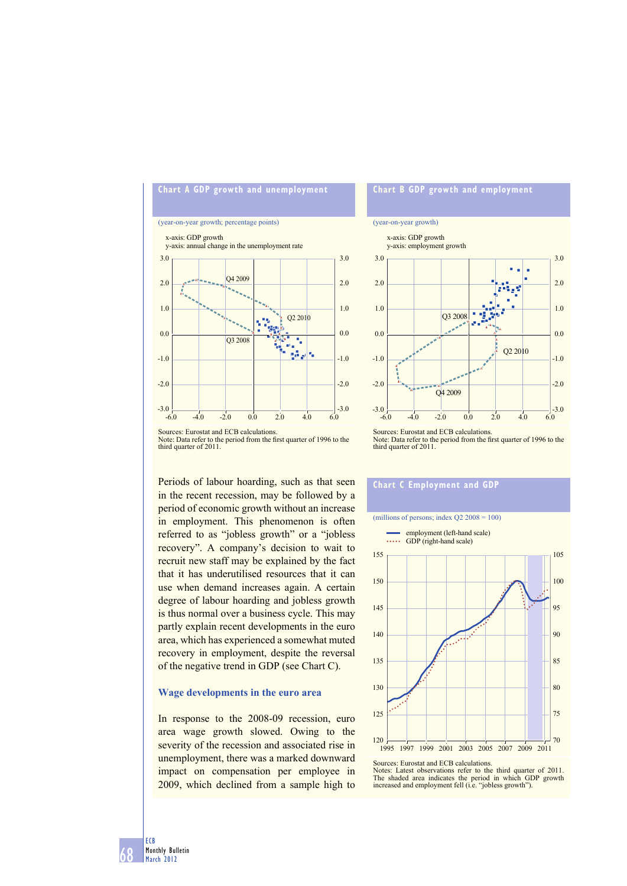**Chart A GDP growth and unemployment**

(year-on-year growth; percentage points)

x-axis: GDP growth
y-axis: annual change in the unemployment rate

Sources: Eurostat and ECB calculations.
Note: Data refer to the period from the first quarter of 1996 to the third quarter of 2011.

**Chart B GDP growth and employment**

(year-on-year growth)

x-axis: GDP growth
y-axis: employment growth

Sources: Eurostat and ECB calculations.
Note: Data refer to the period from the first quarter of 1996 to the third quarter of 2011.

Periods of labour hoarding, such as that seen in the recent recession, may be followed by a period of economic growth without an increase in employment. This phenomenon is often referred to as "jobless growth" or a "jobless recovery". A company's decision to wait to recruit new staff may be explained by the fact that it has underutilised resources that it can use when demand increases again. A certain degree of labour hoarding and jobless growth is thus normal over a business cycle. This may partly explain recent developments in the euro area, which has experienced a somewhat muted recovery in employment, despite the reversal of the negative trend in GDP (see Chart C).

**Chart C Employment and GDP**

(millions of persons; index Q2 2008 = 100)

employment (left-hand scale)
GDP (right-hand scale)

Sources: Eurostat and ECB calculations.
Notes: Latest observations refer to the third quarter of 2011. The shaded area indicates the period in which GDP growth increased and employment fell (i.e. "jobless growth").

### Wage developments in the euro area

In response to the 2008-09 recession, euro area wage growth slowed. Owing to the severity of the recession and associated rise in unemployment, there was a marked downward impact on compensation per employee in 2009, which declined from a sample high to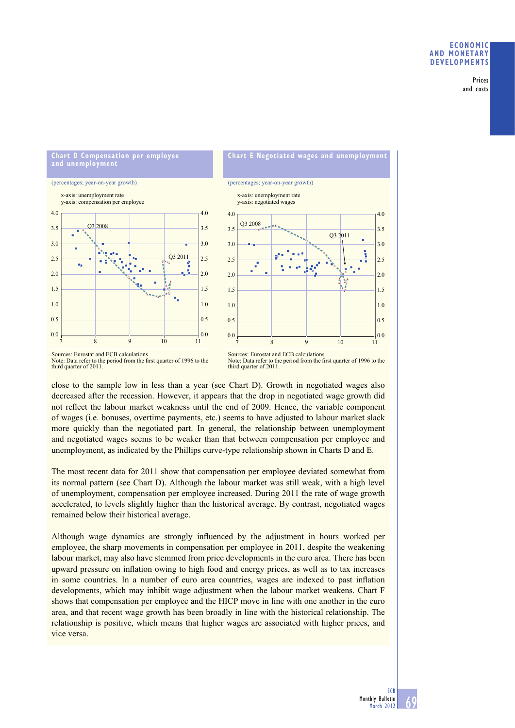**Chart D Compensation per employee and unemployment**

(percentages; year-on-year growth)

x-axis: unemployment rate
y-axis: compensation per employee

Sources: Eurostat and ECB calculations.
Note: Data refer to the period from the first quarter of 1996 to the third quarter of 2011.

**Chart E Negotiated wages and unemployment**

(percentages; year-on-year growth)

x-axis: unemployment rate
y-axis: negotiated wages

Sources: Eurostat and ECB calculations.
Note: Data refer to the period from the first quarter of 1996 to the third quarter of 2011.

close to the sample low in less than a year (see Chart D). Growth in negotiated wages also decreased after the recession. However, it appears that the drop in negotiated wage growth did not reflect the labour market weakness until the end of 2009. Hence, the variable component of wages (i.e. bonuses, overtime payments, etc.) seems to have adjusted to labour market slack more quickly than the negotiated part. In general, the relationship between unemployment and negotiated wages seems to be weaker than that between compensation per employee and unemployment, as indicated by the Phillips curve-type relationship shown in Charts D and E.

The most recent data for 2011 show that compensation per employee deviated somewhat from its normal pattern (see Chart D). Although the labour market was still weak, with a high level of unemployment, compensation per employee increased. During 2011 the rate of wage growth accelerated, to levels slightly higher than the historical average. By contrast, negotiated wages remained below their historical average.

Although wage dynamics are strongly influenced by the adjustment in hours worked per employee, the sharp movements in compensation per employee in 2011, despite the weakening labour market, may also have stemmed from price developments in the euro area. There has been upward pressure on inflation owing to high food and energy prices, as well as to tax increases in some countries. In a number of euro area countries, wages are indexed to past inflation developments, which may inhibit wage adjustment when the labour market weakens. Chart F shows that compensation per employee and the HICP move in line with one another in the euro area, and that recent wage growth has been broadly in line with the historical relationship. The relationship is positive, which means that higher wages are associated with higher prices, and vice versa.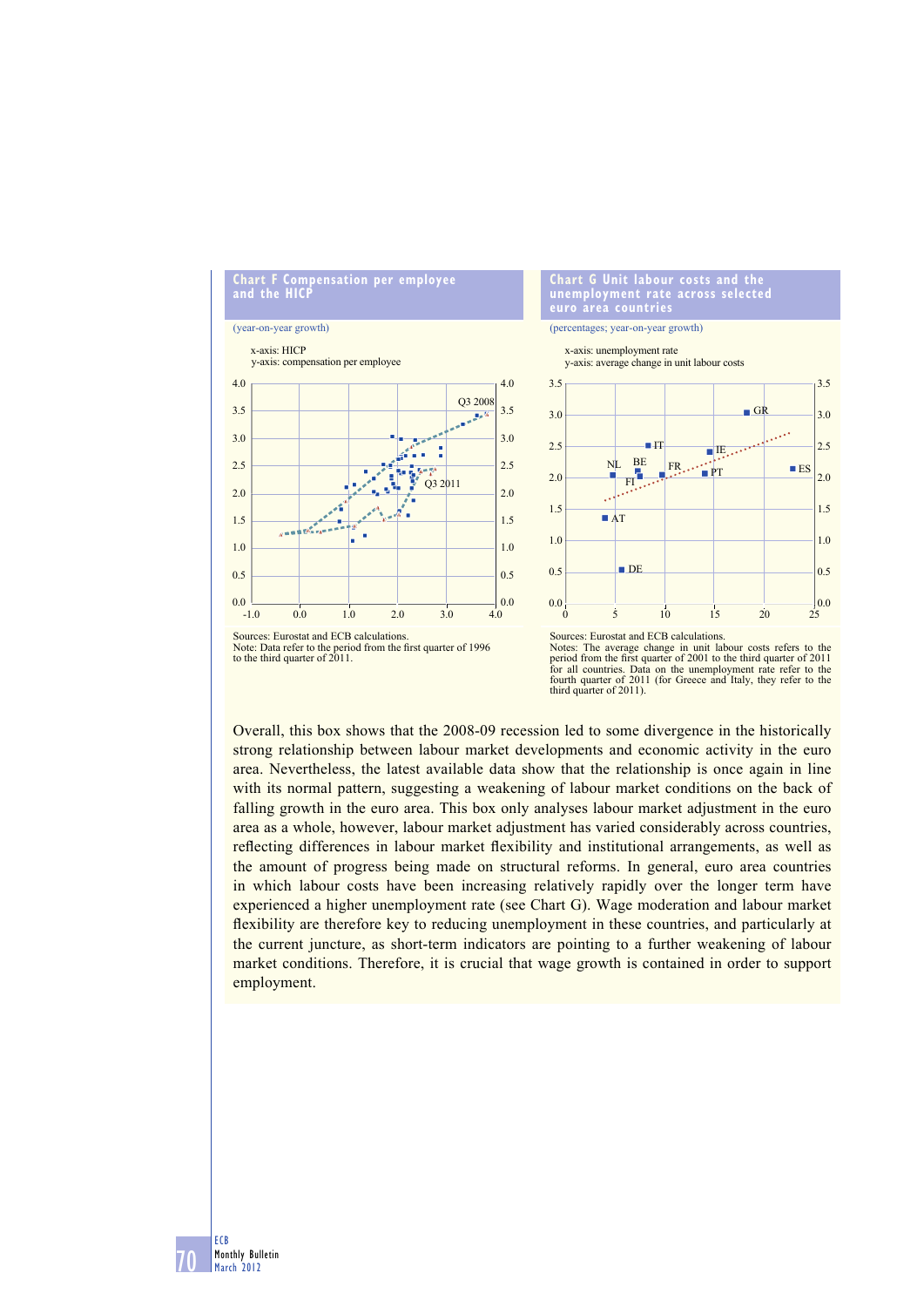**Chart F Compensation per employee and the HICP**

(year-on-year growth)

x-axis: HICP
y-axis: compensation per employee

4.0
3.5
3.0
2.5
2.0
1.5
1.0
0.5
0.0

-1.0 0.0 1.0 2.0 3.0 4.0

Q3 2008
Q3 2011

Sources: Eurostat and ECB calculations.
Note: Data refer to the period from the first quarter of 1996 to the third quarter of 2011.

**Chart G Unit labour costs and the unemployment rate across selected euro area countries**

(percentages; year-on-year growth)

x-axis: unemployment rate
y-axis: average change in unit labour costs

3.5
3.0
2.5
2.0
1.5
1.0
0.5
0.0

0 5 10 15 20 25

GR
IT
IE
NL
BE
FR
ES
FI
PT
AT
DE

Sources: Eurostat and ECB calculations.
Notes: The average change in unit labour costs refers to the period from the first quarter of 2001 to the third quarter of 2011 for all countries. Data on the unemployment rate refer to the fourth quarter of 2011 (for Greece and Italy, they refer to the third quarter of 2011).

Overall, this box shows that the 2008-09 recession led to some divergence in the historically strong relationship between labour market developments and economic activity in the euro area. Nevertheless, the latest available data show that the relationship is once again in line with its normal pattern, suggesting a weakening of labour market conditions on the back of falling growth in the euro area. This box only analyses labour market adjustment in the euro area as a whole, however, labour market adjustment has varied considerably across countries, reflecting differences in labour market flexibility and institutional arrangements, as well as the amount of progress being made on structural reforms. In general, euro area countries in which labour costs have been increasing relatively rapidly over the longer term have experienced a higher unemployment rate (see Chart G). Wage moderation and labour market flexibility are therefore key to reducing unemployment in these countries, and particularly at the current juncture, as short-term indicators are pointing to a further weakening of labour market conditions. Therefore, it is crucial that wage growth is contained in order to support employment.